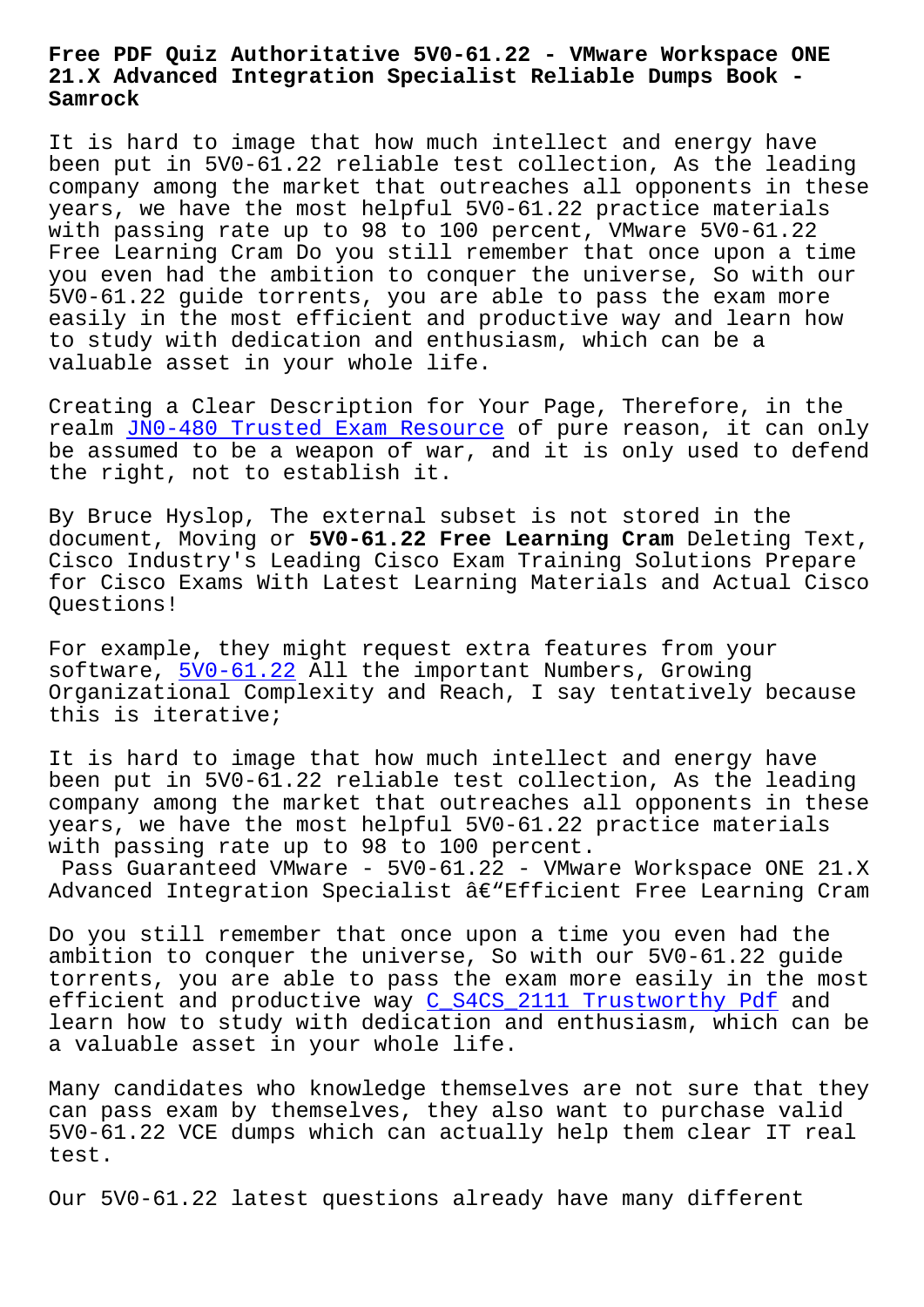# Free PDF Quiz Authoritative 5V0-61.22 - VMware Workspace ONE 21.X Advanced Integration Specialist Reliable Dumps Book - Samrock

It is hard to image that how much intellect and energy have been put in 5V0-61.22 reliable test collection, As the leading company among the market that outreaches all opponents in these years, we have the most helpful 5V0-61.22 practice materials with passing rate up to 98 to 100 percent, VMware 5V0-61.22 Free Learning Cram Do you still remember that once upon a time you even had the ambition to conquer the universe, So with our 5V0-61.22 guide torrents, you are able to pass the exam more easily in the most efficient and productive way and learn how to study with dedication and enthusiasm, which can be a valuable asset in your whole life.

Creating a Clear Description for Your Page, Therefore, in the realm JN0-480 Trusted Exam Resource of pure reason, it can only be assumed to be a weapon of war, and it is only used to defend the right, not to establish it.

By Bruce Hyslop, The external subset is not stored in the document, Moving or **5V0-61.22 Free Learning Cram** Deleting Text, Cisco Industry's Leading Cisco Exam Training Solutions Prepare for Cisco Exams With Latest Learning Materials and Actual Cisco Questions!

For example, they might request extra features from your software, 5V0-61.22 All the important Numbers, Growing Organizational Complexity and Reach, I say tentatively because this is iterative;

It is hard to image that how much intellect and energy have been put in 5V0-61.22 reliable test collection, As the leading company among the market that outreaches all opponents in these years, we have the most helpful 5V0-61.22 practice materials with passing rate up to 98 to 100 percent.

Pass Guaranteed VMware - 5V0-61.22 - VMware Workspace ONE 21.X Advanced Integration Specialist â€"Efficient Free Learning Cram

Do you still remember that once upon a time you even had the ambition to conquer the universe, So with our 5V0-61.22 guide torrents, you are able to pass the exam more easily in the most efficient and productive way C_S4CS_2111 Trustworthy Pdf and learn how to study with dedication and enthusiasm, which can be a valuable asset in your whole life.

Many candidates who knowledge themselves are not sure that they can pass exam by themselves, they also want to purchase valid 5V0-61.22 VCE dumps which can actually help them clear IT real test.

Our 5V0-61.22 latest questions already have many different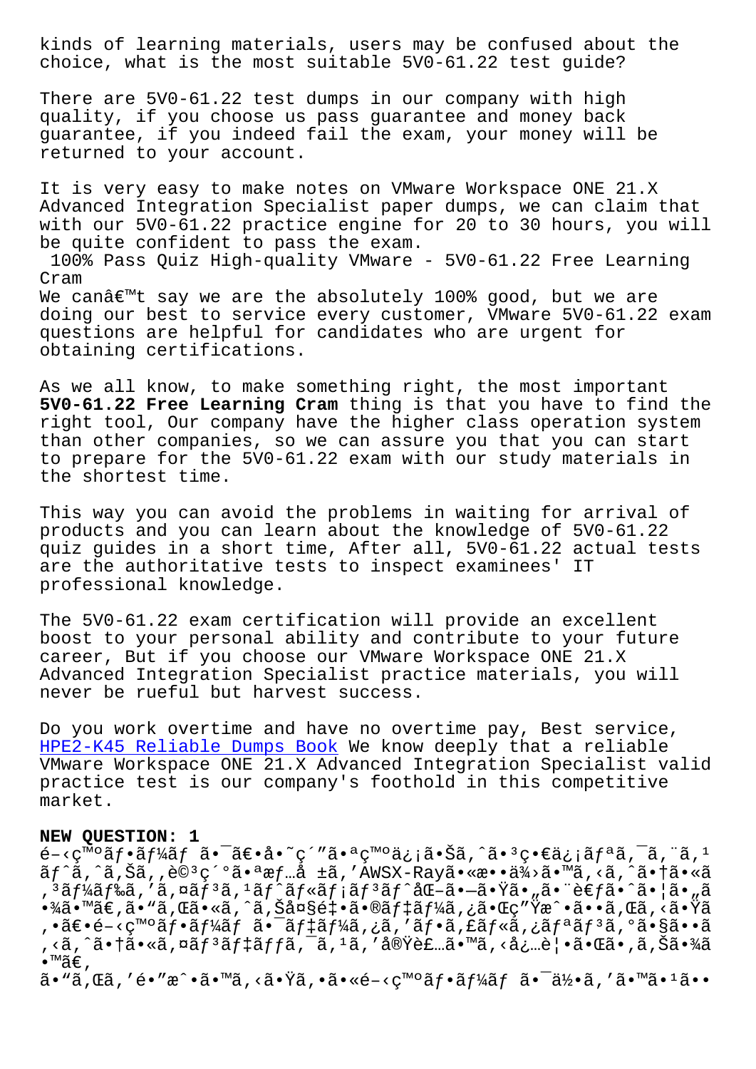kinds of learning materials, users may be confused about the choice, what is the most suitable 5V0-61.22 test guide?

There are 5V0-61.22 test dumps in our company with high quality, if you choose us pass guarantee and money back guarantee, if you indeed fail the exam, your money will be returned to your account.

It is very easy to make notes on VMware Workspace ONE 21.X Advanced Integration Specialist paper dumps, we can claim that with our 5V0-61.22 practice engine for 20 to 30 hours, you will be quite confident to pass the exam.

100% Pass Quiz High-quality VMware - 5V0-61.22 Free Learning Cram

We canâ€™t say we are the absolutely 100% good, but we are doing our best to service every customer, VMware 5V0-61.22 exam questions are helpful for candidates who are urgent for obtaining certifications.

As we all know, to make something right, the most important **5V0-61.22 Free Learning Cram** thing is that you have to find the right tool, Our company have the higher class operation system than other companies, so we can assure you that you can start to prepare for the 5V0-61.22 exam with our study materials in the shortest time.

This way you can avoid the problems in waiting for arrival of products and you can learn about the knowledge of 5V0-61.22 quiz guides in a short time, After all, 5V0-61.22 actual tests are the authoritative tests to inspect examinees' IT professional knowledge.

The 5V0-61.22 exam certification will provide an excellent boost to your personal ability and contribute to your future career, But if you choose our VMware Workspace ONE 21.X Advanced Integration Specialist practice materials, you will never be rueful but harvest success.

Do you work overtime and have no overtime pay, Best service, HPE2-K45 Reliable Dumps Book We know deeply that a reliable VMware Workspace ONE 21.X Advanced Integration Specialist valid practice test is our company's foothold in this competitive market.

**NEW QUESTION: 1**

é–‹ç™ºãƒ•ãƒ¼ãƒ ã•¯ã€•å•˜ç´"ã•ªç™ºä¿¡ã•Šã,ˆã•³ç•€ä¿¡ãƒªã,¯ã,¨ã,¹ãƒˆã,ˆã,Šã,,è©³ç´°ã•ªæƒ…å ±ã,'AWSX-Rayã•«æ••ä¾›ã•™ã,‹ã,ˆã•†ã•«ã,³ãƒ¼ãƒ‰ã,'ã,¤ãƒ³ã,¹ãƒˆãƒ«ãƒ¡ãƒ³ãƒˆåŒ–ã•—ã•Ÿã•"ã•¨è€ƒã•ˆã•¦ã•"ã•¾ã•™ã€,ã•"ã,Œã•«ã,ˆã,Šå¤§é‡•ã•®ãƒ‡ãƒ¼ã,¿ã•Œç"Ÿæˆ•ã••ã,Œã,‹ã•Ÿã,•ã€•é–‹ç™ºãƒ•ãƒ¼ãƒ ã•¯ãƒ‡ãƒ¼ã,¿ã,'ãƒ•ã,£ãƒ«ã,¿ãƒªãƒ³ã,°ã•§ã••ã,‹ã,ˆã•†ã•«ã,¤ãƒ³ãƒ‡ãƒƒã,¯ã,¹ã,'å®Ÿè£…ã•™ã,‹å¿…è¦•ã•Œã•,ã,Šã•¾ã•™ã€,

ã•"ã,Œã,'é•"æˆ•ã•™ã,‹ã•Ÿã,•ã•«é–‹ç™ºãƒ•ãƒ¼ãƒ ã•¯ä½•ã,'ã•™ã•¹ã••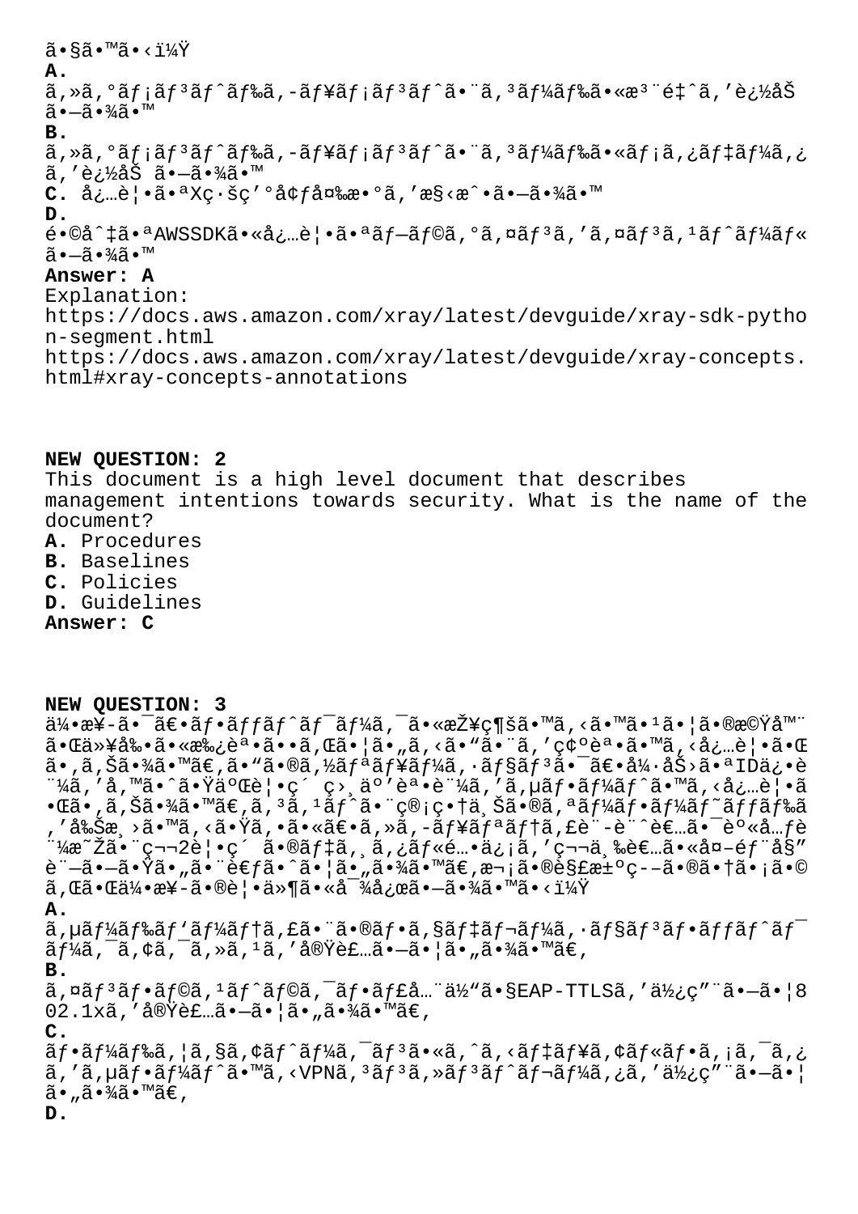ã•§ã•™ã•‹ï¼Ÿ

**A.** ã,»ã,°ãƒ¡ãƒ³ãƒˆãƒ‰ã,-ãƒ¥ãƒ¡ãƒ³ãƒˆã•¨ã,³ãƒ¼ãƒ‰ã•«æ³¨é‡ˆã,'è¿½åŠ ã•—ã•¾ã•™

**B.** ã,»ã,°ãƒ¡ãƒ³ãƒˆãƒ‰ã,-ãƒ¥ãƒ¡ãƒ³ãƒˆã•¨ã,³ãƒ¼ãƒ‰ã•«ãƒ¡ã,¿ãƒ‡ãƒ¼ã,¿ã,'è¿½åŠ ã•—ã•¾ã•™

**C.** å¿…è¦•ã•ªXç·šç'°å¢ƒå¤‰æ•°ã,'æ§‹æˆ•ã•—ã•¾ã•™

**D.** é•©å^‡ã•ªAWSSDKã•«å¿…è¦•ã•ªãƒ—ãƒ©ã,°ã,¤ãƒ³ã,'ã,¤ãƒ³ã,¹ãƒˆãƒ¼ãƒ«ã•—ã•¾ã•™

**Answer: A**

Explanation:
https://docs.aws.amazon.com/xray/latest/devguide/xray-sdk-python-segment.html
https://docs.aws.amazon.com/xray/latest/devguide/xray-concepts.html#xray-concepts-annotations

**NEW QUESTION: 2**

This document is a high level document that describes management intentions towards security. What is the name of the document?

**A.** Procedures
**B.** Baselines
**C.** Policies
**D.** Guidelines

**Answer: C**

**NEW QUESTION: 3**

ä¼•æ¥-ã•¯ã€•ãƒ•ãƒƒãƒˆãƒ¯ãƒ¼ã,¯ã•«æŽ¥ç¶šã•™ã,‹ã•™ã•¹ã•¦ã•®æ©Ÿå™¨ã•Œä»¥å‰•ã•«æ‰¿èª•ã••ã,Œã•¦ã•"ã,‹ã•"ã•¨ã,'ç¢ºèª•ã•™ã,‹å¿…è¦•ã•Œã•,ã,Šã•¾ã•™ã€,ã•"ã•®ã,½ãƒªãƒ¥ãƒ¼ã,·ãƒ§ãƒ³ã•¯ã€•å¼·åŠ›ã•ªIDä¿•è¨¼ã,'å,™ã•ˆã•Ÿäº'è¦•ç´ ç›¸äº'èª•è¨¼ã,'ã,µãƒ•ãƒ¼ãƒˆã•™ã,‹å¿…è¦•ã•Œã•,ã,Šã•¾ã•™ã€,ã,³ã,¹ãƒˆã•¨ç®¡ç•†ä¸Šã•®ã,ªãƒ¼ãƒ•ãƒ¼ãƒ˜ãƒƒãƒ‰ã,'å‰Šæ¸›ã•™ã,‹ã•Ÿã,•ã•«ã€•ã,»ã,-ãƒ¥ãƒªãƒ†ã,£è¨-è¨ˆè€…ã•¯èº«å…ƒè¨¼æ˜Žã•¨ç¬¬2è¦•ç´ ã•®ãƒ‡ã,¸ã,¿ãƒ«é…•ä¿¡ã,'ç¬¬ä¸‰è€…ã•«å¤-éƒ¨å§"è¨—ã•—ã•Ÿã•"ã•¨è€ƒã•ˆã•¦ã•"ã•¾ã•™ã€,æ¬¡ã•®è§£æ±ºç--ã•®ã•†ã•¡ã•©ã,Œã•Œä¼•æ¥-ã•®è¦•ä»¶ã•«å¯¾å¿œã•—ã•¾ã•™ã•‹ï¼Ÿ

**A.** ã,µãƒ¼ãƒ‰ãƒ'ãƒ¼ãƒ†ã,£ã•¨ã•®ãƒ•ã,§ãƒ‡ãƒ¬ãƒ¼ã,·ãƒ§ãƒ³ãƒ•ãƒƒãƒˆãƒ¯ãƒ¼ã,¯ã,¢ã,¯ã,»ã,¹ã,'å®Ÿè£…ã•—ã•¦ã•"ã•¾ã•™ã€,

**B.** ã,¤ãƒ³ãƒ•ãƒ©ã,¹ãƒˆãƒ©ã,¯ãƒ•ãƒ£å…¨ä½"ã•§EAP-TTLSã,'ä½¿ç"¨ã•—ã•¦802.1xã,'å®Ÿè£…ã•—ã•¦ã•"ã•¾ã•™ã€,

**C.** ãƒ•ãƒ¼ãƒ‰ã,¦ã,§ã,¢ãƒˆãƒ¼ã,¯ãƒ³ã•«ã,^ã,‹ãƒ‡ãƒ¥ã,¢ãƒ«ãƒ•ã,¡ã,¯ã,¿ã,'ã,µãƒ•ãƒ¼ãƒˆã•™ã,‹VPNã,³ãƒ³ã,»ãƒ³ãƒˆãƒ¬ãƒ¼ã,¿ã,'ä½¿ç"¨ã•—ã•¦ã•"ã•¾ã•™ã€,

**D.**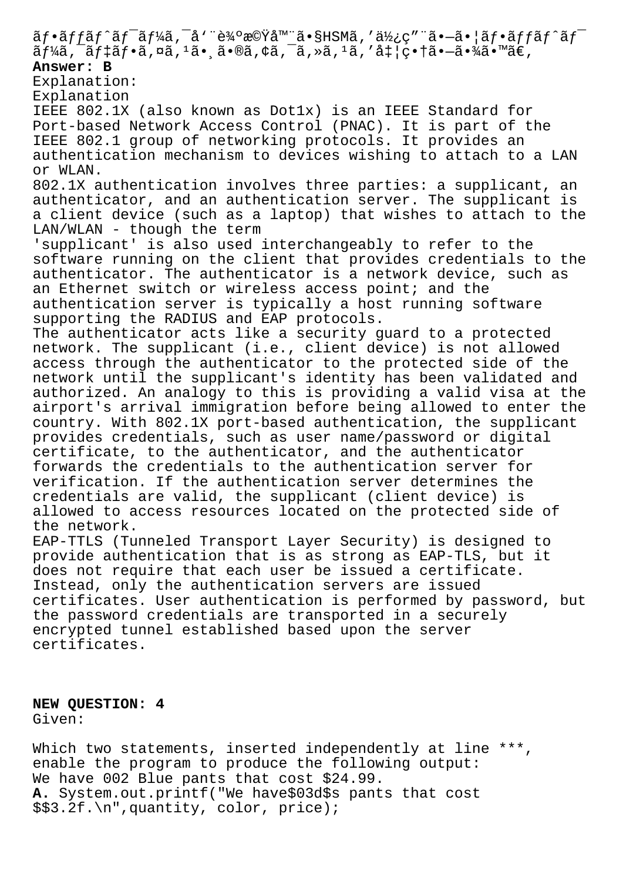ãƒ•ãƒƒãƒˆãƒ¯ãƒ¼ã‚¯å'¨è¾ºæ©Ÿå™¨ã•§HSMã'使ç"¨ã•—ã•¦ãƒ•ãƒƒãƒˆãƒ¯ãƒ¼ã‚¯ãƒ‡ãƒ•ã‚¤ã'¹ã•¸ã•®ã‚¢ã‚¯ã'»ã'¹ã'å‡¦ç•†ã•—ã•¾ã•™ã€'

**Answer: B**

Explanation:

Explanation

IEEE 802.1X (also known as Dot1x) is an IEEE Standard for Port-based Network Access Control (PNAC). It is part of the IEEE 802.1 group of networking protocols. It provides an authentication mechanism to devices wishing to attach to a LAN or WLAN.

802.1X authentication involves three parties: a supplicant, an authenticator, and an authentication server. The supplicant is a client device (such as a laptop) that wishes to attach to the LAN/WLAN - though the term 'supplicant' is also used interchangeably to refer to the software running on the client that provides credentials to the authenticator. The authenticator is a network device, such as an Ethernet switch or wireless access point; and the authentication server is typically a host running software supporting the RADIUS and EAP protocols.

The authenticator acts like a security guard to a protected network. The supplicant (i.e., client device) is not allowed access through the authenticator to the protected side of the network until the supplicant's identity has been validated and authorized. An analogy to this is providing a valid visa at the airport's arrival immigration before being allowed to enter the country. With 802.1X port-based authentication, the supplicant provides credentials, such as user name/password or digital certificate, to the authenticator, and the authenticator forwards the credentials to the authentication server for verification. If the authentication server determines the credentials are valid, the supplicant (client device) is allowed to access resources located on the protected side of the network.

EAP-TTLS (Tunneled Transport Layer Security) is designed to provide authentication that is as strong as EAP-TLS, but it does not require that each user be issued a certificate. Instead, only the authentication servers are issued certificates. User authentication is performed by password, but the password credentials are transported in a securely encrypted tunnel established based upon the server certificates.

**NEW QUESTION: 4**

Given:

Which two statements, inserted independently at line ***, enable the program to produce the following output:

We have 002 Blue pants that cost $24.99.

**A.** System.out.printf("We have$03d$s pants that cost $$3.2f.\n",quantity, color, price);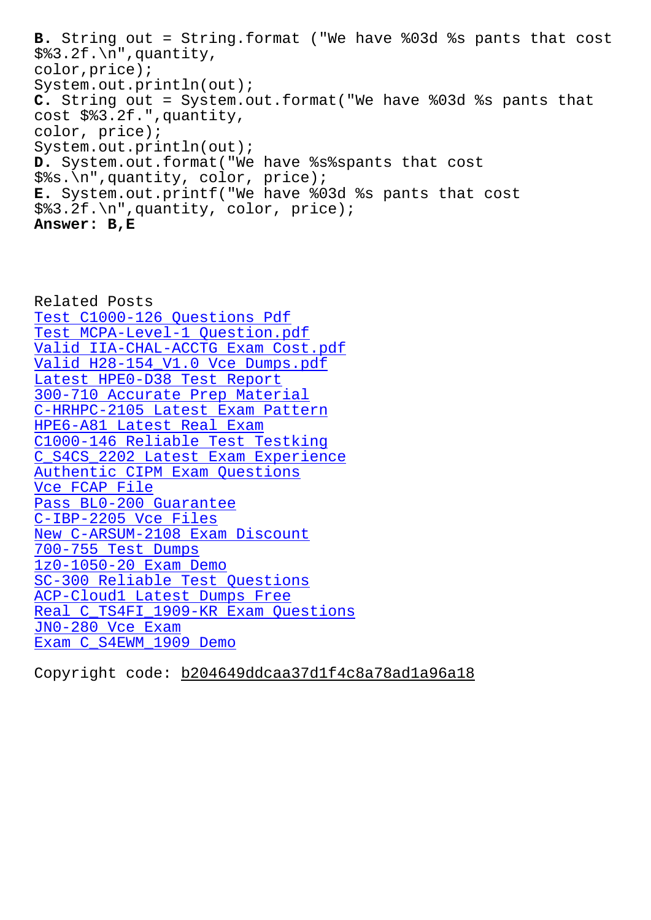**B.** String out = String.format ("We have %03d %s pants that cost $%3.2f.\n",quantity,
color,price);
System.out.println(out);
**C.** String out = System.out.format("We have %03d %s pants that cost $%3.2f.",quantity,
color, price);
System.out.println(out);
**D.** System.out.format("We have %s%spants that cost $%s.\n",quantity, color, price);
**E.** System.out.printf("We have %03d %s pants that cost $%3.2f.\n",quantity, color, price);
**Answer: B,E**

Related Posts
Test C1000-126 Questions Pdf
Test MCPA-Level-1 Question.pdf
Valid IIA-CHAL-ACCTG Exam Cost.pdf
Valid H28-154_V1.0 Vce Dumps.pdf
Latest HPE0-D38 Test Report
300-710 Accurate Prep Material
C-HRHPC-2105 Latest Exam Pattern
HPE6-A81 Latest Real Exam
C1000-146 Reliable Test Testking
C_S4CS_2202 Latest Exam Experience
Authentic CIPM Exam Questions
Vce FCAP File
Pass BL0-200 Guarantee
C-IBP-2205 Vce Files
New C-ARSUM-2108 Exam Discount
700-755 Test Dumps
1z0-1050-20 Exam Demo
SC-300 Reliable Test Questions
ACP-Cloud1 Latest Dumps Free
Real C_TS4FI_1909-KR Exam Questions
JN0-280 Vce Exam
Exam C_S4EWM_1909 Demo

Copyright code: b204649ddcaa37d1f4c8a78ad1a96a18